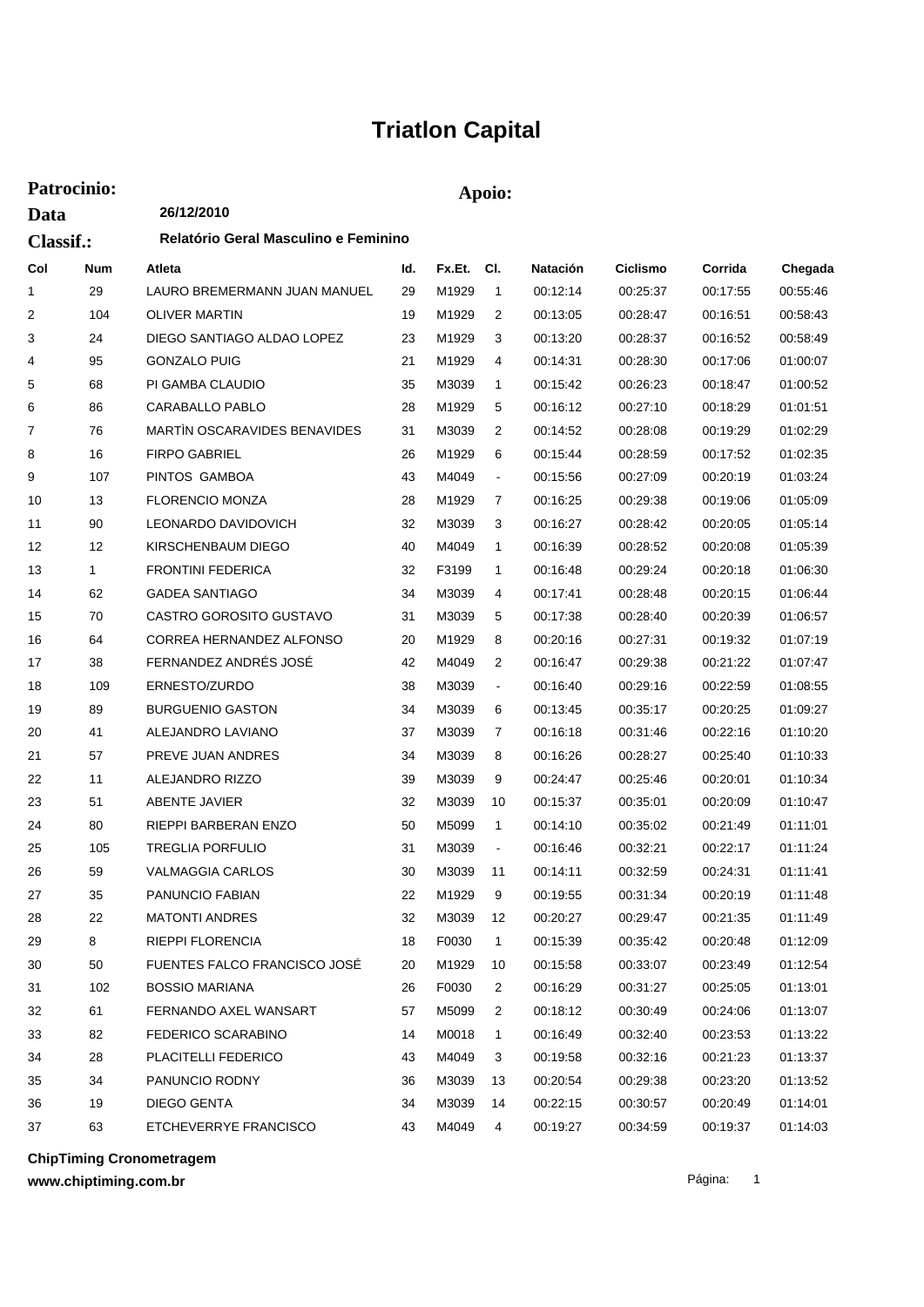# Triatlon Capital

**Patrocinio:**

**Apoio:**

**Data** 26/12/2010

**Classif.:** Relatório Geral Masculino e Feminino

| Col | Num | Atleta | Id. | Fx.Et. | Cl. | Natación | Ciclismo | Corrida | Chegada |
|---|---|---|---|---|---|---|---|---|---|
| 1 | 29 | LAURO BREMERMANN JUAN MANUEL | 29 | M1929 | 1 | 00:12:14 | 00:25:37 | 00:17:55 | 00:55:46 |
| 2 | 104 | OLIVER MARTIN | 19 | M1929 | 2 | 00:13:05 | 00:28:47 | 00:16:51 | 00:58:43 |
| 3 | 24 | DIEGO SANTIAGO ALDAO LOPEZ | 23 | M1929 | 3 | 00:13:20 | 00:28:37 | 00:16:52 | 00:58:49 |
| 4 | 95 | GONZALO PUIG | 21 | M1929 | 4 | 00:14:31 | 00:28:30 | 00:17:06 | 01:00:07 |
| 5 | 68 | PI GAMBA CLAUDIO | 35 | M3039 | 1 | 00:15:42 | 00:26:23 | 00:18:47 | 01:00:52 |
| 6 | 86 | CARABALLO PABLO | 28 | M1929 | 5 | 00:16:12 | 00:27:10 | 00:18:29 | 01:01:51 |
| 7 | 76 | MARTÌN OSCARAVIDES BENAVIDES | 31 | M3039 | 2 | 00:14:52 | 00:28:08 | 00:19:29 | 01:02:29 |
| 8 | 16 | FIRPO GABRIEL | 26 | M1929 | 6 | 00:15:44 | 00:28:59 | 00:17:52 | 01:02:35 |
| 9 | 107 | PINTOS GAMBOA | 43 | M4049 | - | 00:15:56 | 00:27:09 | 00:20:19 | 01:03:24 |
| 10 | 13 | FLORENCIO MONZA | 28 | M1929 | 7 | 00:16:25 | 00:29:38 | 00:19:06 | 01:05:09 |
| 11 | 90 | LEONARDO DAVIDOVICH | 32 | M3039 | 3 | 00:16:27 | 00:28:42 | 00:20:05 | 01:05:14 |
| 12 | 12 | KIRSCHENBAUM DIEGO | 40 | M4049 | 1 | 00:16:39 | 00:28:52 | 00:20:08 | 01:05:39 |
| 13 | 1 | FRONTINI FEDERICA | 32 | F3199 | 1 | 00:16:48 | 00:29:24 | 00:20:18 | 01:06:30 |
| 14 | 62 | GADEA SANTIAGO | 34 | M3039 | 4 | 00:17:41 | 00:28:48 | 00:20:15 | 01:06:44 |
| 15 | 70 | CASTRO GOROSITO GUSTAVO | 31 | M3039 | 5 | 00:17:38 | 00:28:40 | 00:20:39 | 01:06:57 |
| 16 | 64 | CORREA HERNANDEZ ALFONSO | 20 | M1929 | 8 | 00:20:16 | 00:27:31 | 00:19:32 | 01:07:19 |
| 17 | 38 | FERNANDEZ ANDRÉS JOSÉ | 42 | M4049 | 2 | 00:16:47 | 00:29:38 | 00:21:22 | 01:07:47 |
| 18 | 109 | ERNESTO/ZURDO | 38 | M3039 | - | 00:16:40 | 00:29:16 | 00:22:59 | 01:08:55 |
| 19 | 89 | BURGUENIO GASTON | 34 | M3039 | 6 | 00:13:45 | 00:35:17 | 00:20:25 | 01:09:27 |
| 20 | 41 | ALEJANDRO LAVIANO | 37 | M3039 | 7 | 00:16:18 | 00:31:46 | 00:22:16 | 01:10:20 |
| 21 | 57 | PREVE JUAN ANDRES | 34 | M3039 | 8 | 00:16:26 | 00:28:27 | 00:25:40 | 01:10:33 |
| 22 | 11 | ALEJANDRO RIZZO | 39 | M3039 | 9 | 00:24:47 | 00:25:46 | 00:20:01 | 01:10:34 |
| 23 | 51 | ABENTE JAVIER | 32 | M3039 | 10 | 00:15:37 | 00:35:01 | 00:20:09 | 01:10:47 |
| 24 | 80 | RIEPPI BARBERAN ENZO | 50 | M5099 | 1 | 00:14:10 | 00:35:02 | 00:21:49 | 01:11:01 |
| 25 | 105 | TREGLIA PORFULIO | 31 | M3039 | - | 00:16:46 | 00:32:21 | 00:22:17 | 01:11:24 |
| 26 | 59 | VALMAGGIA CARLOS | 30 | M3039 | 11 | 00:14:11 | 00:32:59 | 00:24:31 | 01:11:41 |
| 27 | 35 | PANUNCIO FABIAN | 22 | M1929 | 9 | 00:19:55 | 00:31:34 | 00:20:19 | 01:11:48 |
| 28 | 22 | MATONTI ANDRES | 32 | M3039 | 12 | 00:20:27 | 00:29:47 | 00:21:35 | 01:11:49 |
| 29 | 8 | RIEPPI FLORENCIA | 18 | F0030 | 1 | 00:15:39 | 00:35:42 | 00:20:48 | 01:12:09 |
| 30 | 50 | FUENTES FALCO FRANCISCO JOSÉ | 20 | M1929 | 10 | 00:15:58 | 00:33:07 | 00:23:49 | 01:12:54 |
| 31 | 102 | BOSSIO MARIANA | 26 | F0030 | 2 | 00:16:29 | 00:31:27 | 00:25:05 | 01:13:01 |
| 32 | 61 | FERNANDO AXEL WANSART | 57 | M5099 | 2 | 00:18:12 | 00:30:49 | 00:24:06 | 01:13:07 |
| 33 | 82 | FEDERICO SCARABINO | 14 | M0018 | 1 | 00:16:49 | 00:32:40 | 00:23:53 | 01:13:22 |
| 34 | 28 | PLACITELLI FEDERICO | 43 | M4049 | 3 | 00:19:58 | 00:32:16 | 00:21:23 | 01:13:37 |
| 35 | 34 | PANUNCIO RODNY | 36 | M3039 | 13 | 00:20:54 | 00:29:38 | 00:23:20 | 01:13:52 |
| 36 | 19 | DIEGO GENTA | 34 | M3039 | 14 | 00:22:15 | 00:30:57 | 00:20:49 | 01:14:01 |
| 37 | 63 | ETCHEVERRYE FRANCISCO | 43 | M4049 | 4 | 00:19:27 | 00:34:59 | 00:19:37 | 01:14:03 |

**ChipTiming Cronometragem**
**www.chiptiming.com.br**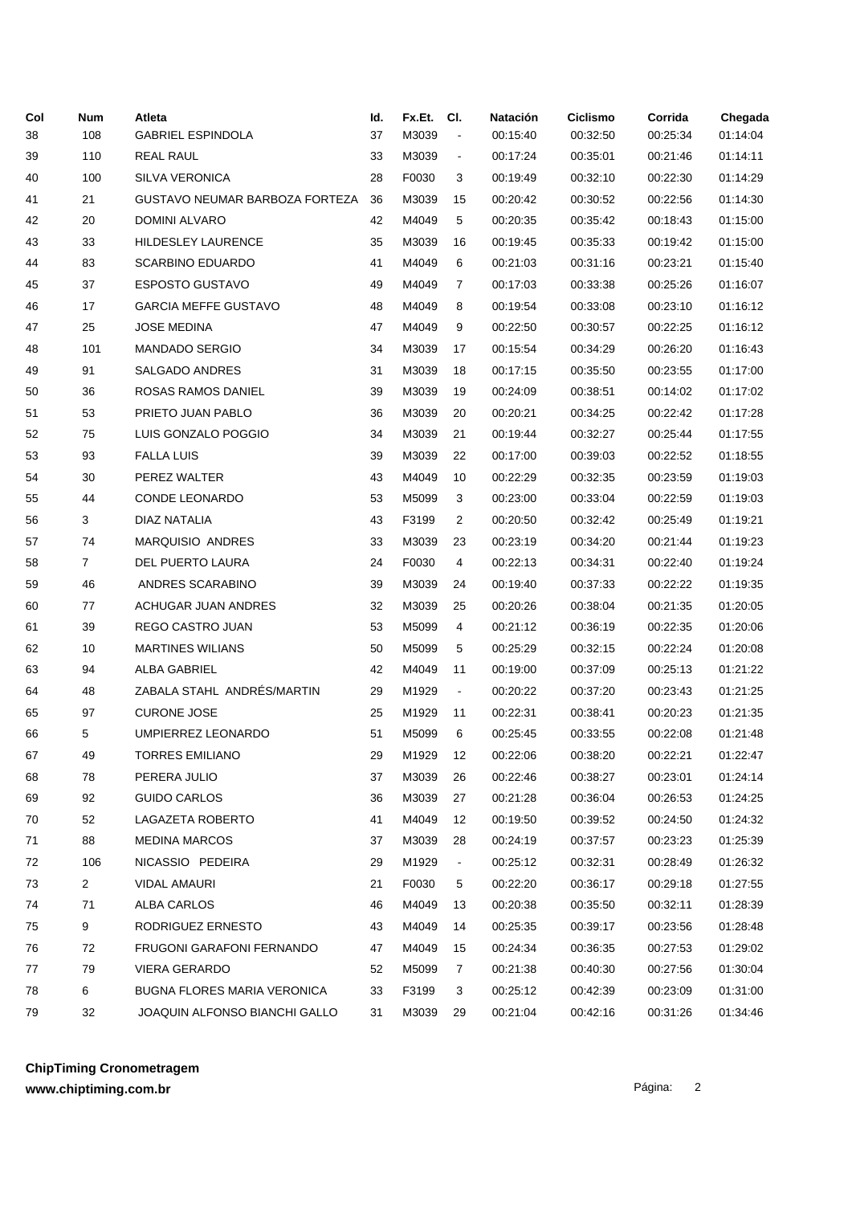| Col | Num | Atleta | Id. | Fx.Et. | Cl. | Natación | Ciclismo | Corrida | Chegada |
|---|---|---|---|---|---|---|---|---|---|
| 38 | 108 | GABRIEL ESPINDOLA | 37 | M3039 | - | 00:15:40 | 00:32:50 | 00:25:34 | 01:14:04 |
| 39 | 110 | REAL RAUL | 33 | M3039 | - | 00:17:24 | 00:35:01 | 00:21:46 | 01:14:11 |
| 40 | 100 | SILVA VERONICA | 28 | F0030 | 3 | 00:19:49 | 00:32:10 | 00:22:30 | 01:14:29 |
| 41 | 21 | GUSTAVO NEUMAR BARBOZA FORTEZA | 36 | M3039 | 15 | 00:20:42 | 00:30:52 | 00:22:56 | 01:14:30 |
| 42 | 20 | DOMINI ALVARO | 42 | M4049 | 5 | 00:20:35 | 00:35:42 | 00:18:43 | 01:15:00 |
| 43 | 33 | HILDESLEY LAURENCE | 35 | M3039 | 16 | 00:19:45 | 00:35:33 | 00:19:42 | 01:15:00 |
| 44 | 83 | SCARBINO EDUARDO | 41 | M4049 | 6 | 00:21:03 | 00:31:16 | 00:23:21 | 01:15:40 |
| 45 | 37 | ESPOSTO GUSTAVO | 49 | M4049 | 7 | 00:17:03 | 00:33:38 | 00:25:26 | 01:16:07 |
| 46 | 17 | GARCIA MEFFE GUSTAVO | 48 | M4049 | 8 | 00:19:54 | 00:33:08 | 00:23:10 | 01:16:12 |
| 47 | 25 | JOSE MEDINA | 47 | M4049 | 9 | 00:22:50 | 00:30:57 | 00:22:25 | 01:16:12 |
| 48 | 101 | MANDADO SERGIO | 34 | M3039 | 17 | 00:15:54 | 00:34:29 | 00:26:20 | 01:16:43 |
| 49 | 91 | SALGADO ANDRES | 31 | M3039 | 18 | 00:17:15 | 00:35:50 | 00:23:55 | 01:17:00 |
| 50 | 36 | ROSAS RAMOS DANIEL | 39 | M3039 | 19 | 00:24:09 | 00:38:51 | 00:14:02 | 01:17:02 |
| 51 | 53 | PRIETO JUAN PABLO | 36 | M3039 | 20 | 00:20:21 | 00:34:25 | 00:22:42 | 01:17:28 |
| 52 | 75 | LUIS GONZALO POGGIO | 34 | M3039 | 21 | 00:19:44 | 00:32:27 | 00:25:44 | 01:17:55 |
| 53 | 93 | FALLA LUIS | 39 | M3039 | 22 | 00:17:00 | 00:39:03 | 00:22:52 | 01:18:55 |
| 54 | 30 | PEREZ WALTER | 43 | M4049 | 10 | 00:22:29 | 00:32:35 | 00:23:59 | 01:19:03 |
| 55 | 44 | CONDE LEONARDO | 53 | M5099 | 3 | 00:23:00 | 00:33:04 | 00:22:59 | 01:19:03 |
| 56 | 3 | DIAZ NATALIA | 43 | F3199 | 2 | 00:20:50 | 00:32:42 | 00:25:49 | 01:19:21 |
| 57 | 74 | MARQUISIO ANDRES | 33 | M3039 | 23 | 00:23:19 | 00:34:20 | 00:21:44 | 01:19:23 |
| 58 | 7 | DEL PUERTO LAURA | 24 | F0030 | 4 | 00:22:13 | 00:34:31 | 00:22:40 | 01:19:24 |
| 59 | 46 | ANDRES SCARABINO | 39 | M3039 | 24 | 00:19:40 | 00:37:33 | 00:22:22 | 01:19:35 |
| 60 | 77 | ACHUGAR JUAN ANDRES | 32 | M3039 | 25 | 00:20:26 | 00:38:04 | 00:21:35 | 01:20:05 |
| 61 | 39 | REGO CASTRO JUAN | 53 | M5099 | 4 | 00:21:12 | 00:36:19 | 00:22:35 | 01:20:06 |
| 62 | 10 | MARTINES WILIANS | 50 | M5099 | 5 | 00:25:29 | 00:32:15 | 00:22:24 | 01:20:08 |
| 63 | 94 | ALBA GABRIEL | 42 | M4049 | 11 | 00:19:00 | 00:37:09 | 00:25:13 | 01:21:22 |
| 64 | 48 | ZABALA STAHL ANDRÉS/MARTIN | 29 | M1929 | - | 00:20:22 | 00:37:20 | 00:23:43 | 01:21:25 |
| 65 | 97 | CURONE JOSE | 25 | M1929 | 11 | 00:22:31 | 00:38:41 | 00:20:23 | 01:21:35 |
| 66 | 5 | UMPIERREZ LEONARDO | 51 | M5099 | 6 | 00:25:45 | 00:33:55 | 00:22:08 | 01:21:48 |
| 67 | 49 | TORRES EMILIANO | 29 | M1929 | 12 | 00:22:06 | 00:38:20 | 00:22:21 | 01:22:47 |
| 68 | 78 | PERERA JULIO | 37 | M3039 | 26 | 00:22:46 | 00:38:27 | 00:23:01 | 01:24:14 |
| 69 | 92 | GUIDO CARLOS | 36 | M3039 | 27 | 00:21:28 | 00:36:04 | 00:26:53 | 01:24:25 |
| 70 | 52 | LAGAZETA ROBERTO | 41 | M4049 | 12 | 00:19:50 | 00:39:52 | 00:24:50 | 01:24:32 |
| 71 | 88 | MEDINA MARCOS | 37 | M3039 | 28 | 00:24:19 | 00:37:57 | 00:23:23 | 01:25:39 |
| 72 | 106 | NICASSIO PEDEIRA | 29 | M1929 | - | 00:25:12 | 00:32:31 | 00:28:49 | 01:26:32 |
| 73 | 2 | VIDAL AMAURI | 21 | F0030 | 5 | 00:22:20 | 00:36:17 | 00:29:18 | 01:27:55 |
| 74 | 71 | ALBA CARLOS | 46 | M4049 | 13 | 00:20:38 | 00:35:50 | 00:32:11 | 01:28:39 |
| 75 | 9 | RODRIGUEZ ERNESTO | 43 | M4049 | 14 | 00:25:35 | 00:39:17 | 00:23:56 | 01:28:48 |
| 76 | 72 | FRUGONI GARAFONI FERNANDO | 47 | M4049 | 15 | 00:24:34 | 00:36:35 | 00:27:53 | 01:29:02 |
| 77 | 79 | VIERA GERARDO | 52 | M5099 | 7 | 00:21:38 | 00:40:30 | 00:27:56 | 01:30:04 |
| 78 | 6 | BUGNA FLORES MARIA VERONICA | 33 | F3199 | 3 | 00:25:12 | 00:42:39 | 00:23:09 | 01:31:00 |
| 79 | 32 | JOAQUIN ALFONSO BIANCHI GALLO | 31 | M3039 | 29 | 00:21:04 | 00:42:16 | 00:31:26 | 01:34:46 |

**ChipTiming Cronometragem**
**www.chiptiming.com.br**